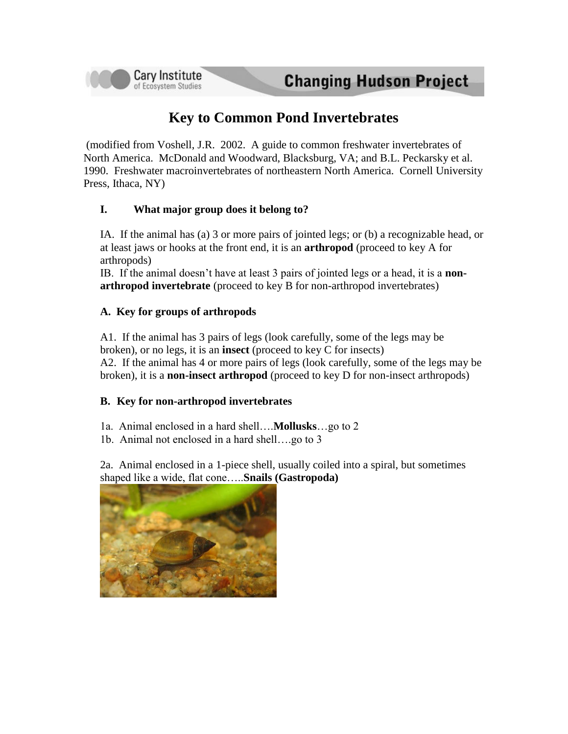# Key to Common Pond Invertebrates

(modified from Voshell, J.R. 2002. A guide to common freshwater invertebrates of North America. McDonald and Woodward, Blacksburg, VA; and B.L. Peckarsky et al. 1990. Freshwater macroinvertebrates of northeastern North America. Cornell University Press, Ithaca, NY)

## I. What major group does it belong to?

IA. If the animal has (a) 3 or more pairs of jointed legs; or (b) a recognizable head, or at least jaws or hooks at the front end, it is an **arthropod** (proceed to key A for arthropods)

IB. If the animal doesn't have at least 3 pairs of jointed legs or a head, it is a **non-arthropod invertebrate** (proceed to key B for non-arthropod invertebrates)

### A. Key for groups of arthropods

A1. If the animal has 3 pairs of legs (look carefully, some of the legs may be broken), or no legs, it is an **insect** (proceed to key C for insects)

A2. If the animal has 4 or more pairs of legs (look carefully, some of the legs may be broken), it is a **non-insect arthropod** (proceed to key D for non-insect arthropods)

### B. Key for non-arthropod invertebrates

1a. Animal enclosed in a hard shell….**Mollusks**…go to 2

1b. Animal not enclosed in a hard shell….go to 3

2a. Animal enclosed in a 1-piece shell, usually coiled into a spiral, but sometimes shaped like a wide, flat cone…..**Snails (Gastropoda)**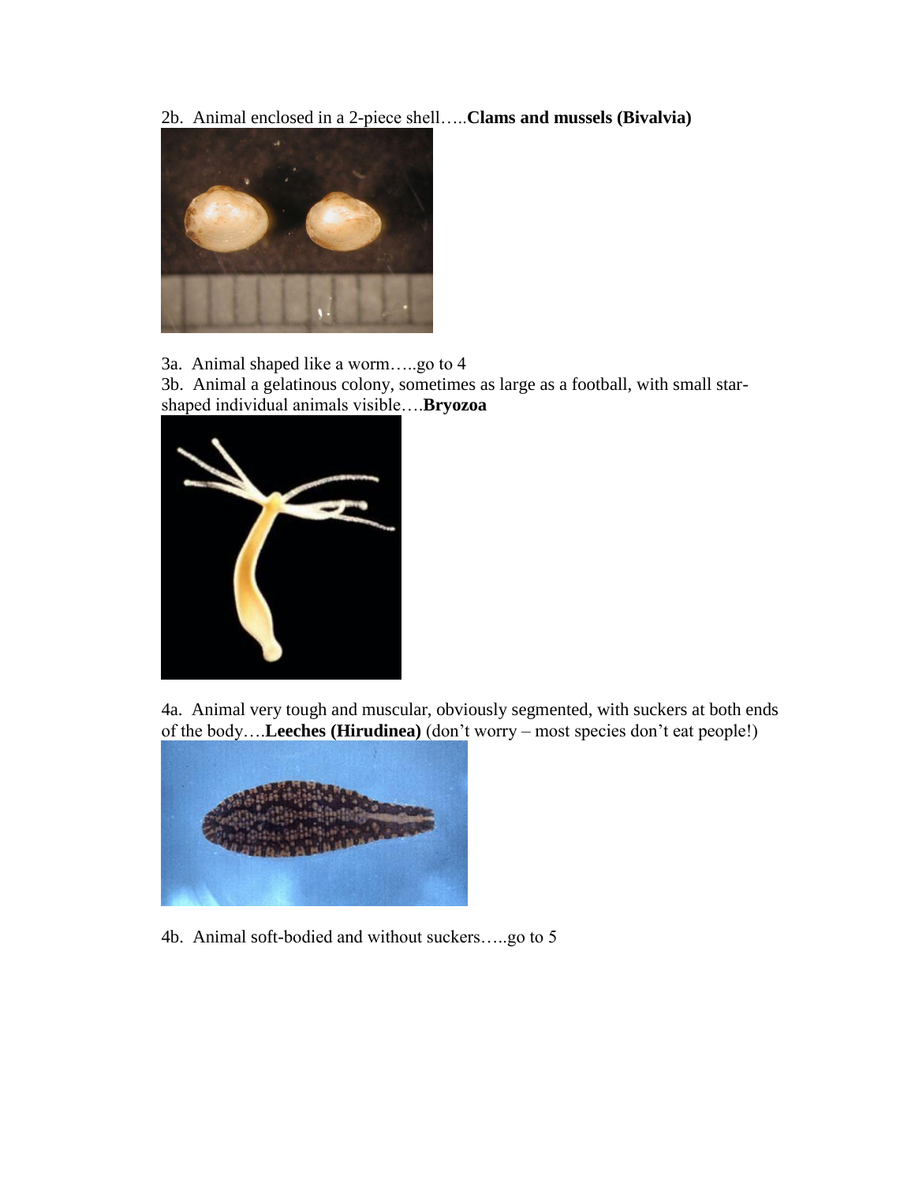2b. Animal enclosed in a 2-piece shell…..**Clams and mussels (Bivalvia)**

3a. Animal shaped like a worm…..go to 4
3b. Animal a gelatinous colony, sometimes as large as a football, with small star-shaped individual animals visible….**Bryozoa**

4a. Animal very tough and muscular, obviously segmented, with suckers at both ends of the body….**Leeches (Hirudinea)** (don't worry – most species don't eat people!)

4b. Animal soft-bodied and without suckers…..go to 5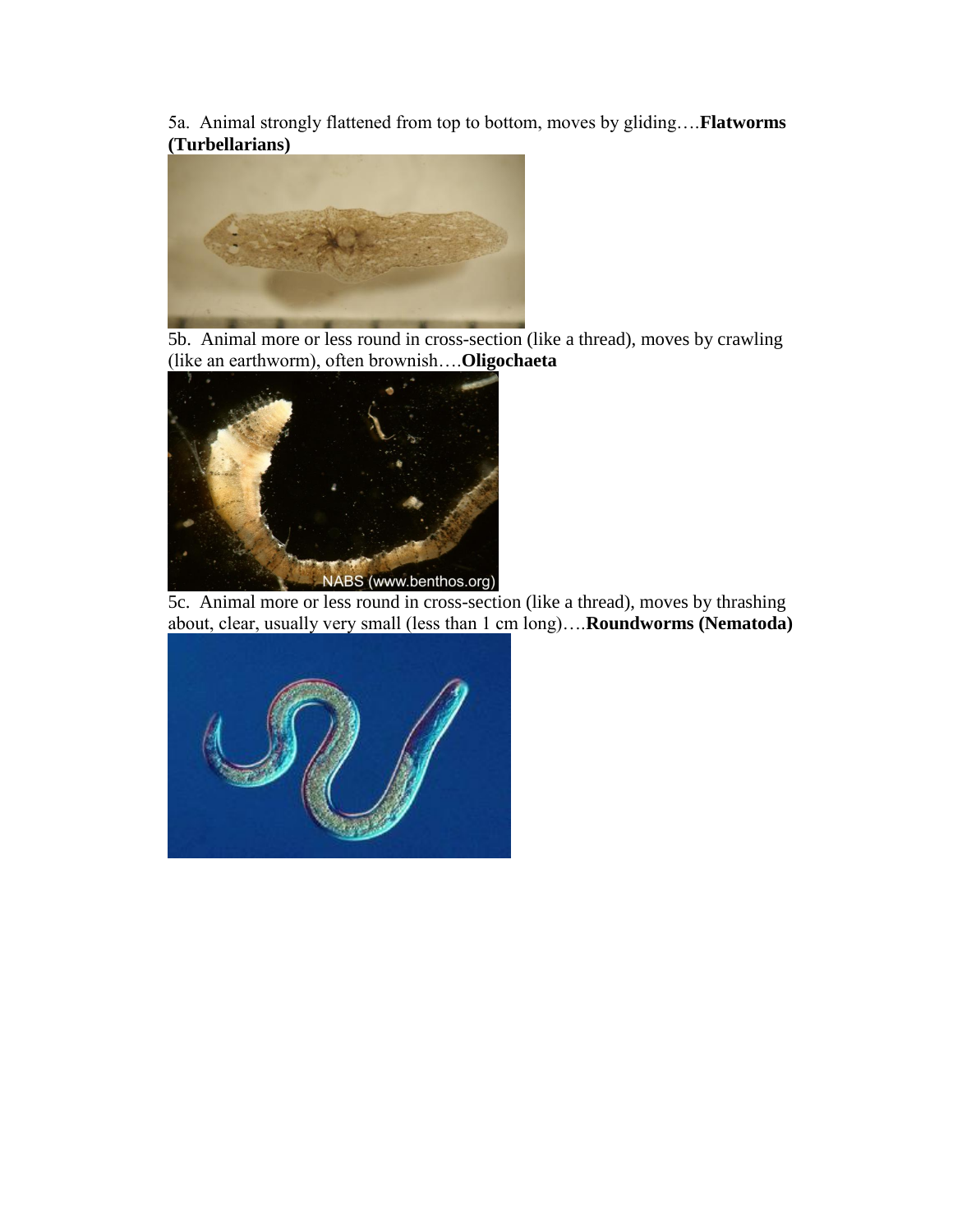5a. Animal strongly flattened from top to bottom, moves by gliding….**Flatworms (Turbellarians)**

5b. Animal more or less round in cross-section (like a thread), moves by crawling (like an earthworm), often brownish….**Oligochaeta**

5c. Animal more or less round in cross-section (like a thread), moves by thrashing about, clear, usually very small (less than 1 cm long)….**Roundworms (Nematoda)**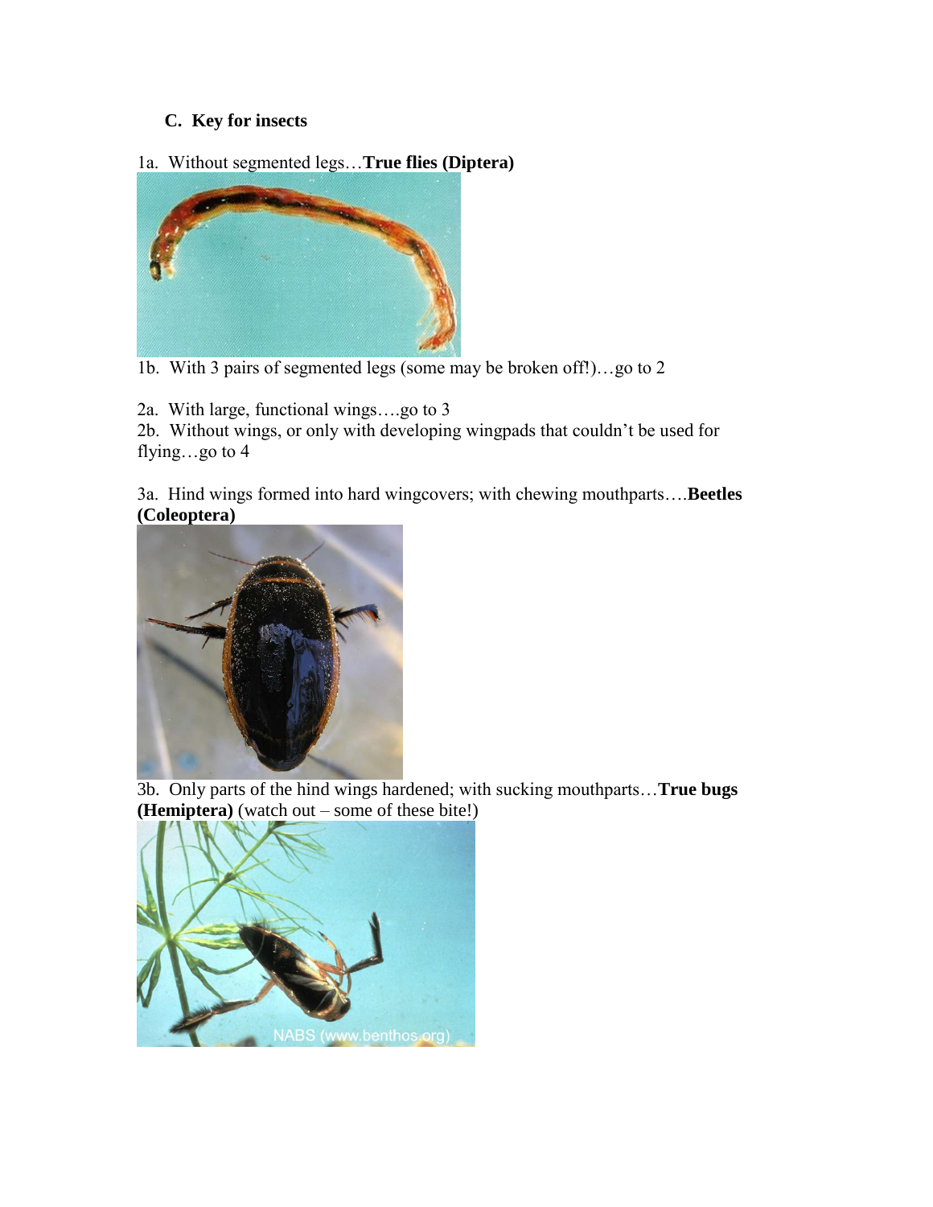### C. Key for insects

1a. Without segmented legs…**True flies (Diptera)**

1b. With 3 pairs of segmented legs (some may be broken off!)…go to 2

2a. With large, functional wings….go to 3

2b. Without wings, or only with developing wingpads that couldn't be used for flying…go to 4

3a. Hind wings formed into hard wingcovers; with chewing mouthparts….**Beetles (Coleoptera)**

3b. Only parts of the hind wings hardened; with sucking mouthparts…**True bugs (Hemiptera)** (watch out – some of these bite!)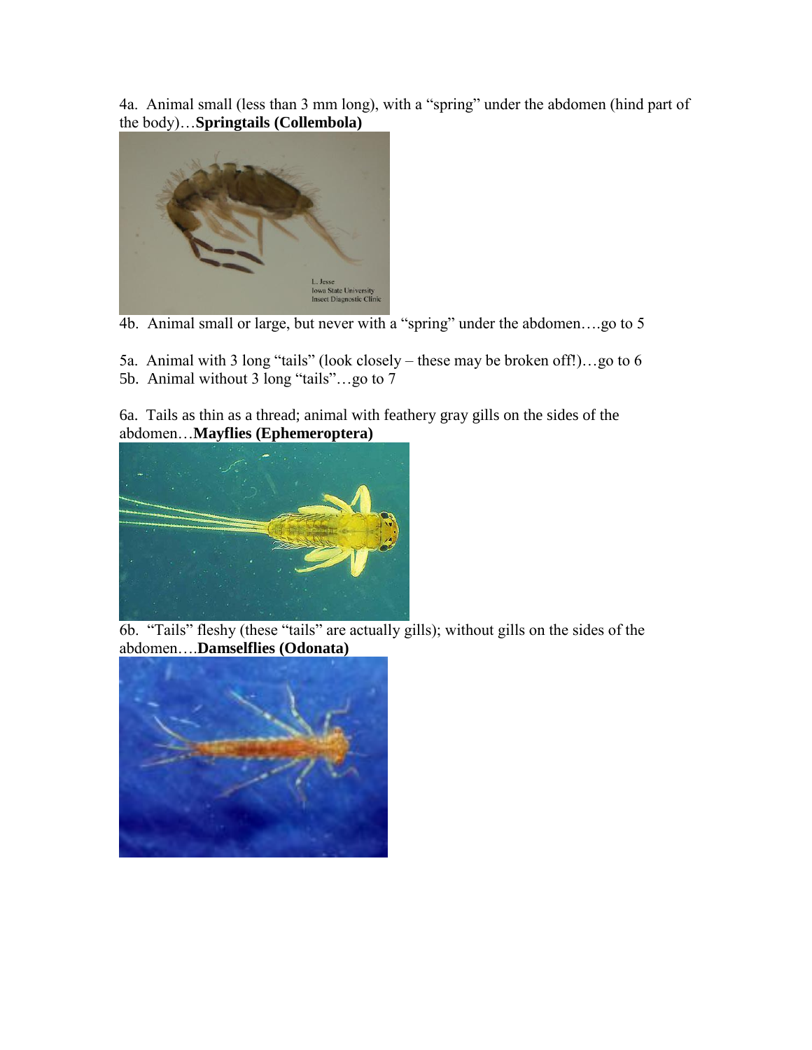4a. Animal small (less than 3 mm long), with a "spring" under the abdomen (hind part of the body)…**Springtails (Collembola)**

4b. Animal small or large, but never with a "spring" under the abdomen….go to 5

5a. Animal with 3 long "tails" (look closely – these may be broken off!)…go to 6

5b. Animal without 3 long "tails"…go to 7

6a. Tails as thin as a thread; animal with feathery gray gills on the sides of the abdomen…**Mayflies (Ephemeroptera)**

6b. "Tails" fleshy (these "tails" are actually gills); without gills on the sides of the abdomen….**Damselflies (Odonata)**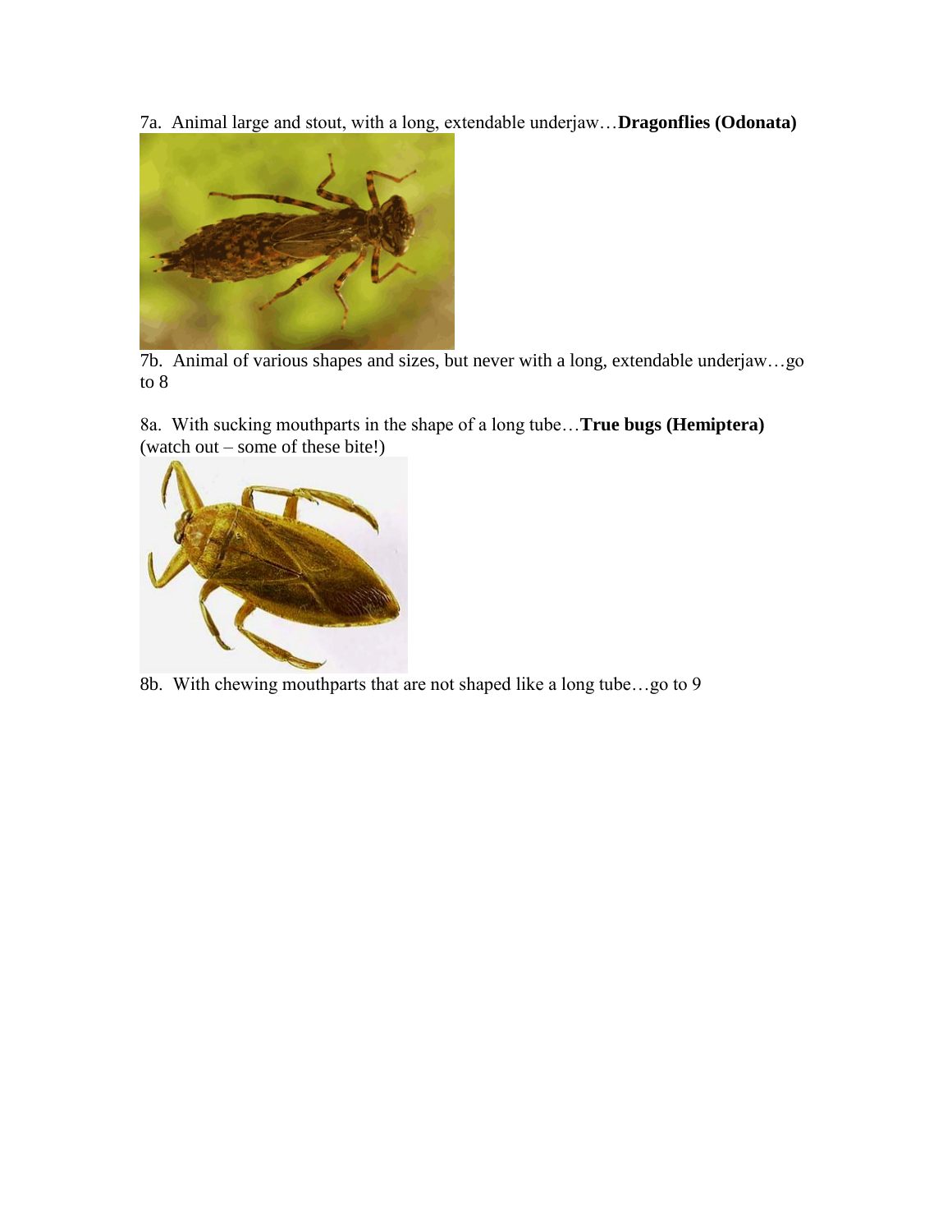7a. Animal large and stout, with a long, extendable underjaw…**Dragonflies (Odonata)**

7b. Animal of various shapes and sizes, but never with a long, extendable underjaw…go to 8

8a. With sucking mouthparts in the shape of a long tube…**True bugs (Hemiptera)** (watch out – some of these bite!)

8b. With chewing mouthparts that are not shaped like a long tube…go to 9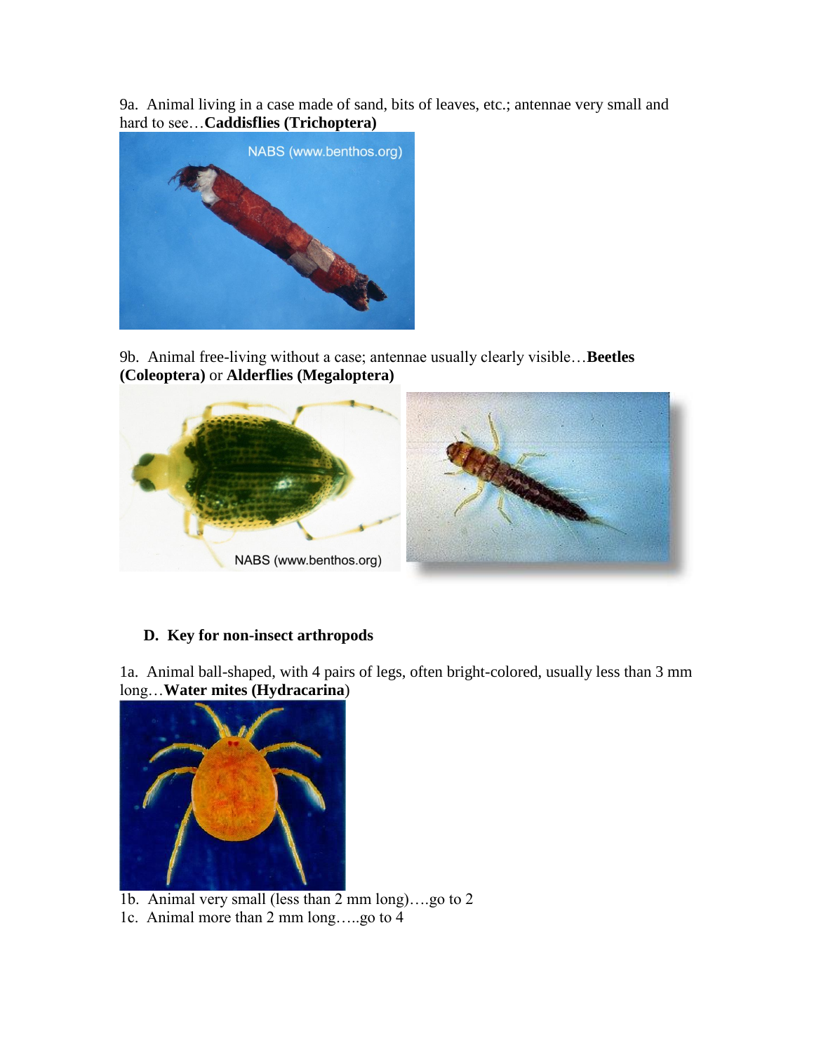9a. Animal living in a case made of sand, bits of leaves, etc.; antennae very small and hard to see…**Caddisflies (Trichoptera)**

9b. Animal free-living without a case; antennae usually clearly visible…**Beetles (Coleoptera)** or **Alderflies (Megaloptera)**

### D. Key for non-insect arthropods

1a. Animal ball-shaped, with 4 pairs of legs, often bright-colored, usually less than 3 mm long…**Water mites (Hydracarina**)

1b. Animal very small (less than 2 mm long)….go to 2
1c. Animal more than 2 mm long…..go to 4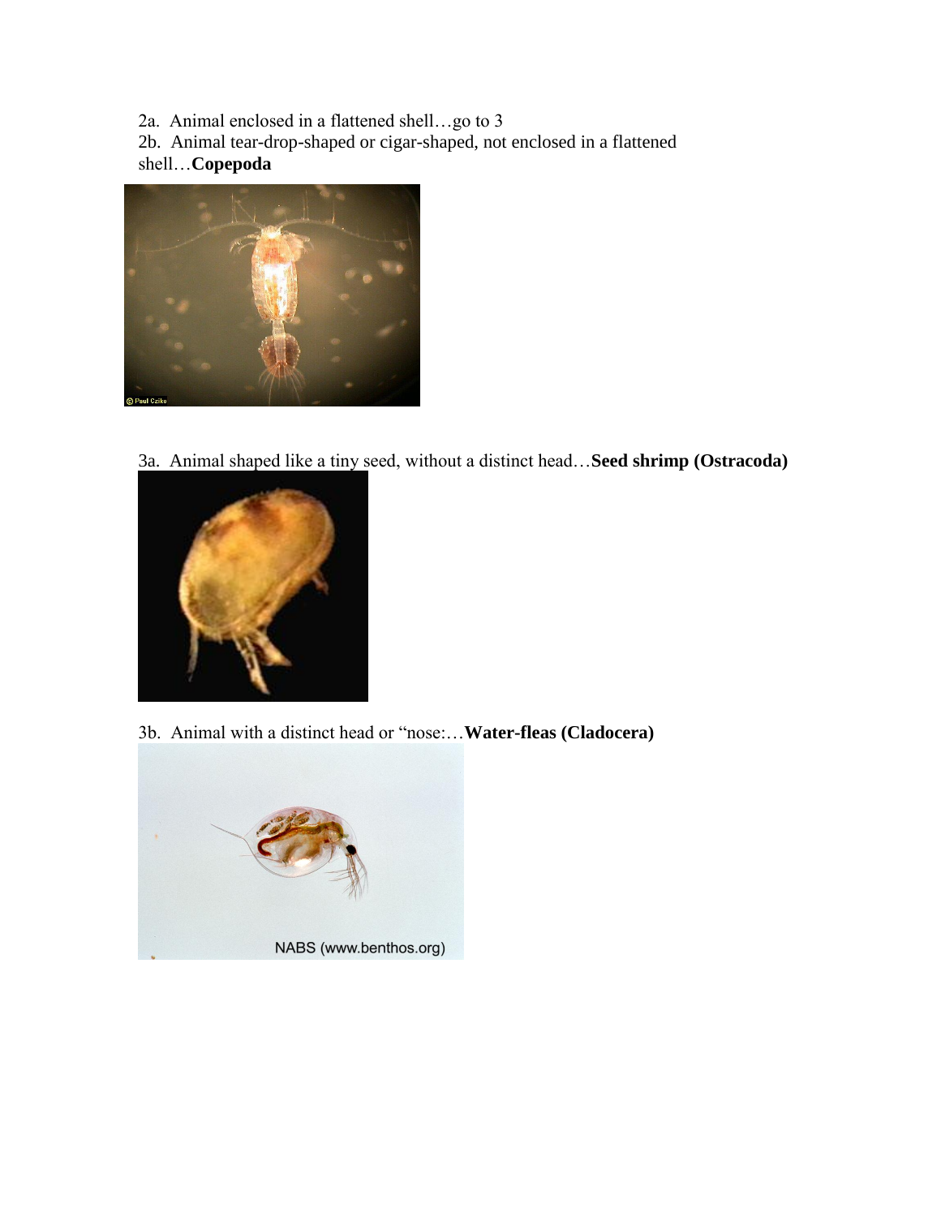2a. Animal enclosed in a flattened shell…go to 3

2b. Animal tear-drop-shaped or cigar-shaped, not enclosed in a flattened shell…**Copepoda**

3a. Animal shaped like a tiny seed, without a distinct head…**Seed shrimp (Ostracoda)**

3b. Animal with a distinct head or "nose:…**Water-fleas (Cladocera)**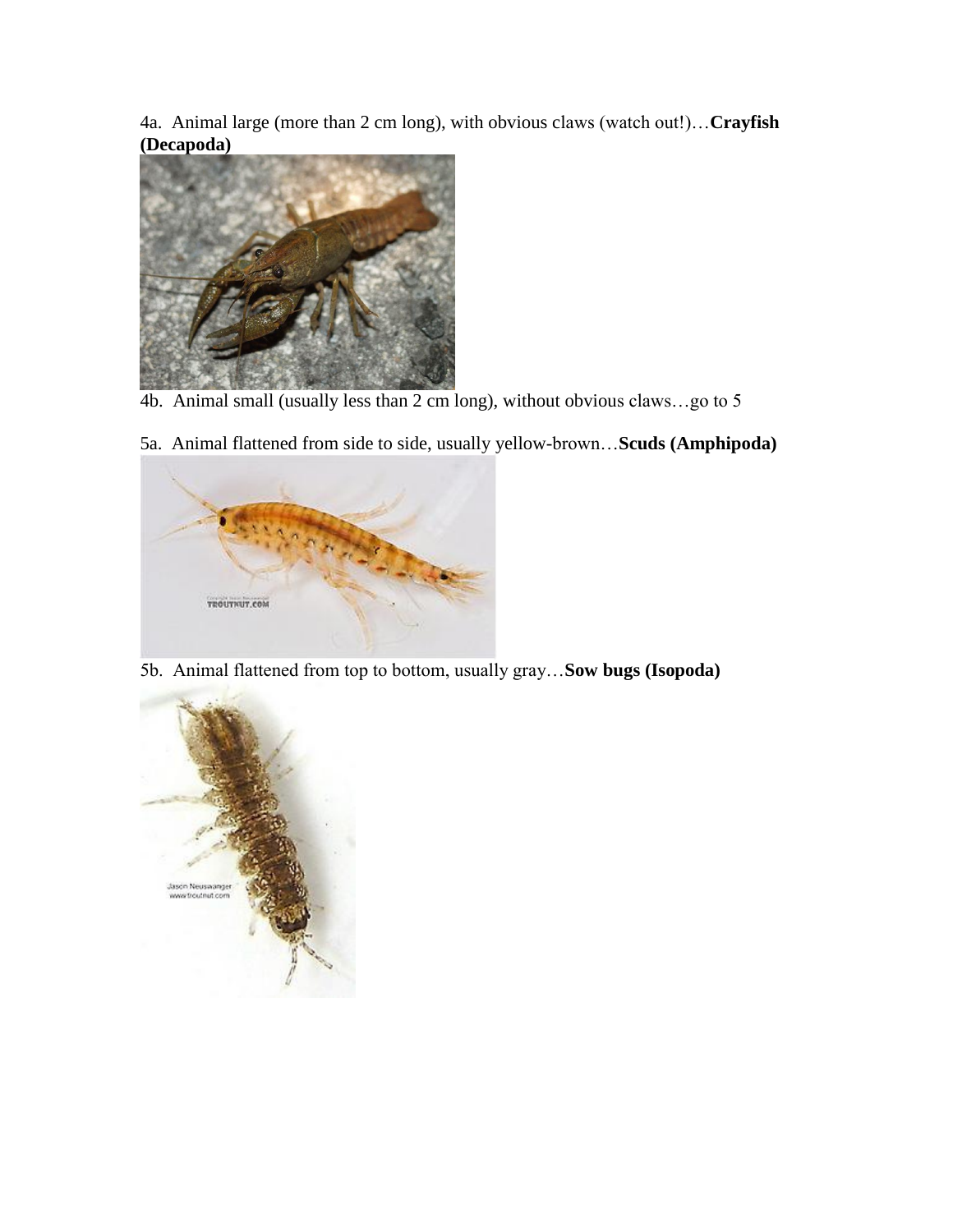4a. Animal large (more than 2 cm long), with obvious claws (watch out!)…**Crayfish (Decapoda)**

4b. Animal small (usually less than 2 cm long), without obvious claws…go to 5

5a. Animal flattened from side to side, usually yellow-brown…**Scuds (Amphipoda)**

5b. Animal flattened from top to bottom, usually gray…**Sow bugs (Isopoda)**